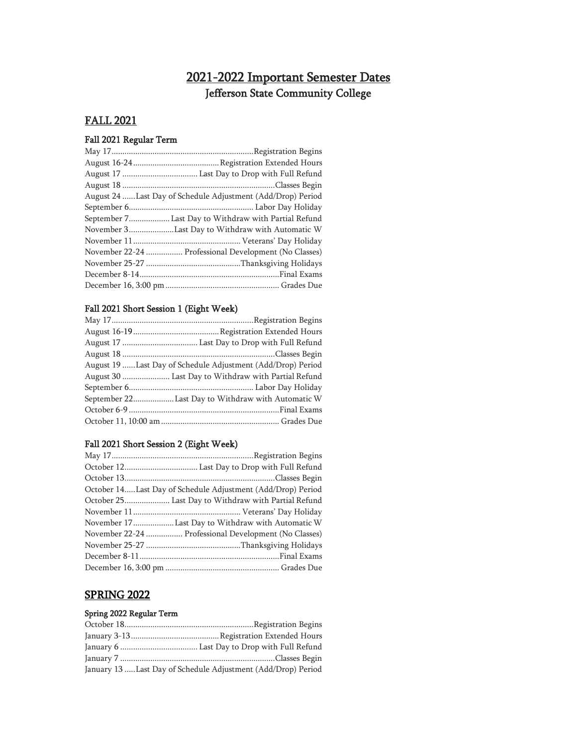// 2021-2022 Important Semester Dates

## Jefferson State Community College

## FALL 2021

### Fall 2021 Regular Term

| Date | Event |
|---|---|
| May 17 | Registration Begins |
| August 16-24 | Registration Extended Hours |
| August 17 | Last Day to Drop with Full Refund |
| August 18 | Classes Begin |
| August 24 | Last Day of Schedule Adjustment (Add/Drop) Period |
| September 6 | Labor Day Holiday |
| September 7 | Last Day to Withdraw with Partial Refund |
| November 3 | Last Day to Withdraw with Automatic W |
| November 11 | Veterans' Day Holiday |
| November 22-24 | Professional Development (No Classes) |
| November 25-27 | Thanksgiving Holidays |
| December 8-14 | Final Exams |
| December 16, 3:00 pm | Grades Due |

### Fall 2021 Short Session 1 (Eight Week)

| Date | Event |
|---|---|
| May 17 | Registration Begins |
| August 16-19 | Registration Extended Hours |
| August 17 | Last Day to Drop with Full Refund |
| August 18 | Classes Begin |
| August 19 | Last Day of Schedule Adjustment (Add/Drop) Period |
| August 30 | Last Day to Withdraw with Partial Refund |
| September 6 | Labor Day Holiday |
| September 22 | Last Day to Withdraw with Automatic W |
| October 6-9 | Final Exams |
| October 11, 10:00 am | Grades Due |

### Fall 2021 Short Session 2 (Eight Week)

| Date | Event |
|---|---|
| May 17 | Registration Begins |
| October 12 | Last Day to Drop with Full Refund |
| October 13 | Classes Begin |
| October 14 | Last Day of Schedule Adjustment (Add/Drop) Period |
| October 25 | Last Day to Withdraw with Partial Refund |
| November 11 | Veterans' Day Holiday |
| November 17 | Last Day to Withdraw with Automatic W |
| November 22-24 | Professional Development (No Classes) |
| November 25-27 | Thanksgiving Holidays |
| December 8-11 | Final Exams |
| December 16, 3:00 pm | Grades Due |

## SPRING 2022

### Spring 2022 Regular Term

| Date | Event |
|---|---|
| October 18 | Registration Begins |
| January 3-13 | Registration Extended Hours |
| January 6 | Last Day to Drop with Full Refund |
| January 7 | Classes Begin |
| January 13 | Last Day of Schedule Adjustment (Add/Drop) Period |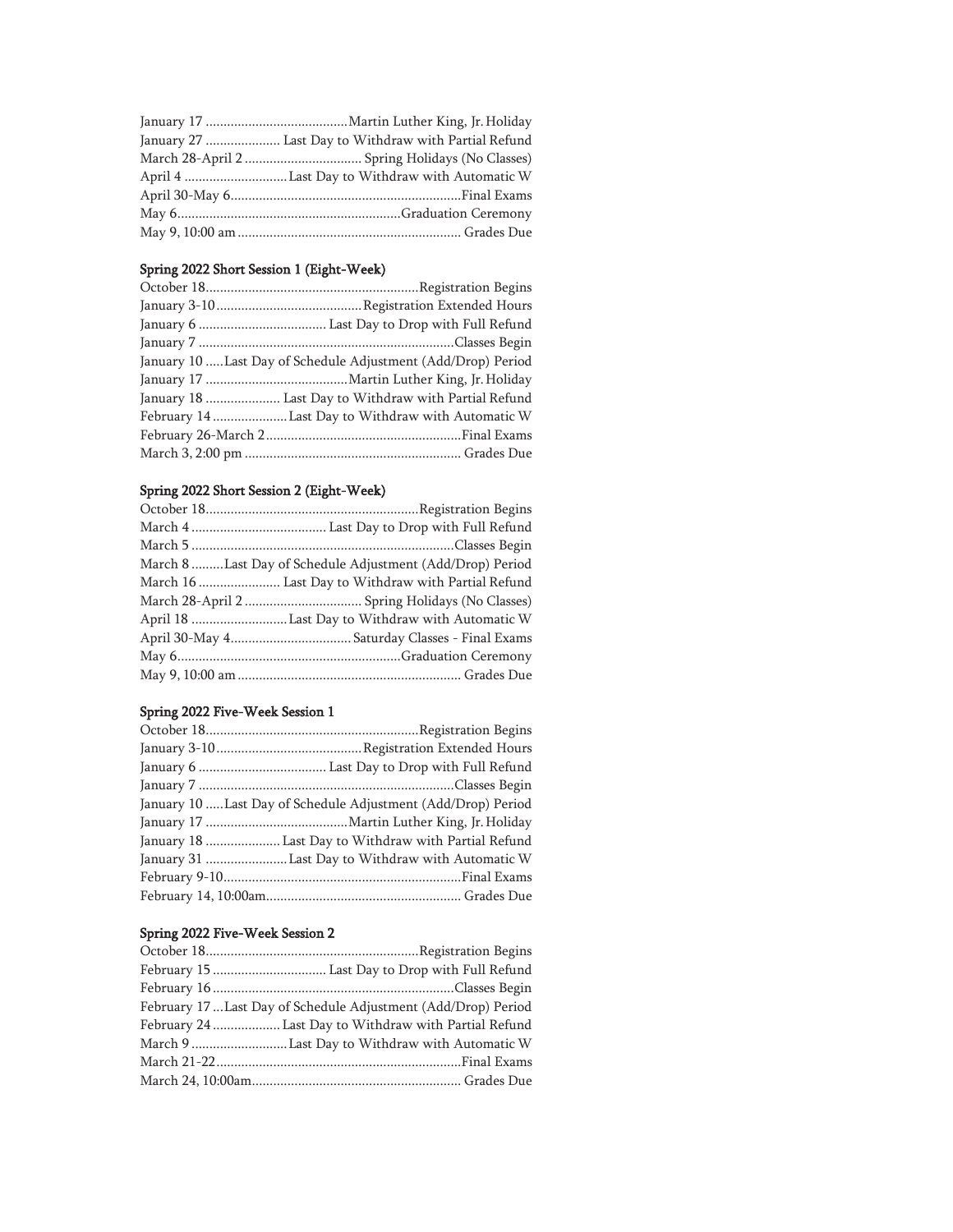January 17 ........................................Martin Luther King, Jr. Holiday
January 27 ..................... Last Day to Withdraw with Partial Refund
March 28-April 2 ................................ Spring Holidays (No Classes)
April 4 .............................Last Day to Withdraw with Automatic W
April 30-May 6................................................................Final Exams
May 6..............................................................Graduation Ceremony
May 9, 10:00 am .............................................................. Grades Due

### Spring 2022 Short Session 1 (Eight-Week)

October 18...........................................................Registration Begins
January 3-10.........................................Registration Extended Hours
January 6 .................................... Last Day to Drop with Full Refund
January 7 .......................................................................Classes Begin
January 10 .....Last Day of Schedule Adjustment (Add/Drop) Period
January 17 ........................................Martin Luther King, Jr. Holiday
January 18 ..................... Last Day to Withdraw with Partial Refund
February 14 .....................Last Day to Withdraw with Automatic W
February 26-March 2.......................................................Final Exams
March 3, 2:00 pm ............................................................ Grades Due

### Spring 2022 Short Session 2 (Eight-Week)

October 18...........................................................Registration Begins
March 4 ..................................... Last Day to Drop with Full Refund
March 5 .........................................................................Classes Begin
March 8 .........Last Day of Schedule Adjustment (Add/Drop) Period
March 16 ....................... Last Day to Withdraw with Partial Refund
March 28-April 2 ................................ Spring Holidays (No Classes)
April 18 ...........................Last Day to Withdraw with Automatic W
April 30-May 4................................. Saturday Classes - Final Exams
May 6..............................................................Graduation Ceremony
May 9, 10:00 am .............................................................. Grades Due

### Spring 2022 Five-Week Session 1

October 18...........................................................Registration Begins
January 3-10.........................................Registration Extended Hours
January 6 .................................... Last Day to Drop with Full Refund
January 7 .......................................................................Classes Begin
January 10 .....Last Day of Schedule Adjustment (Add/Drop) Period
January 17 ........................................Martin Luther King, Jr. Holiday
January 18 ..................... Last Day to Withdraw with Partial Refund
January 31 .......................Last Day to Withdraw with Automatic W
February 9-10..................................................................Final Exams
February 14, 10:00am...................................................... Grades Due

### Spring 2022 Five-Week Session 2

October 18...........................................................Registration Begins
February 15 ................................ Last Day to Drop with Full Refund
February 16 ...................................................................Classes Begin
February 17 ...Last Day of Schedule Adjustment (Add/Drop) Period
February 24 ................... Last Day to Withdraw with Partial Refund
March 9 ...........................Last Day to Withdraw with Automatic W
March 21-22.....................................................................Final Exams
March 24, 10:00am.......................................................... Grades Due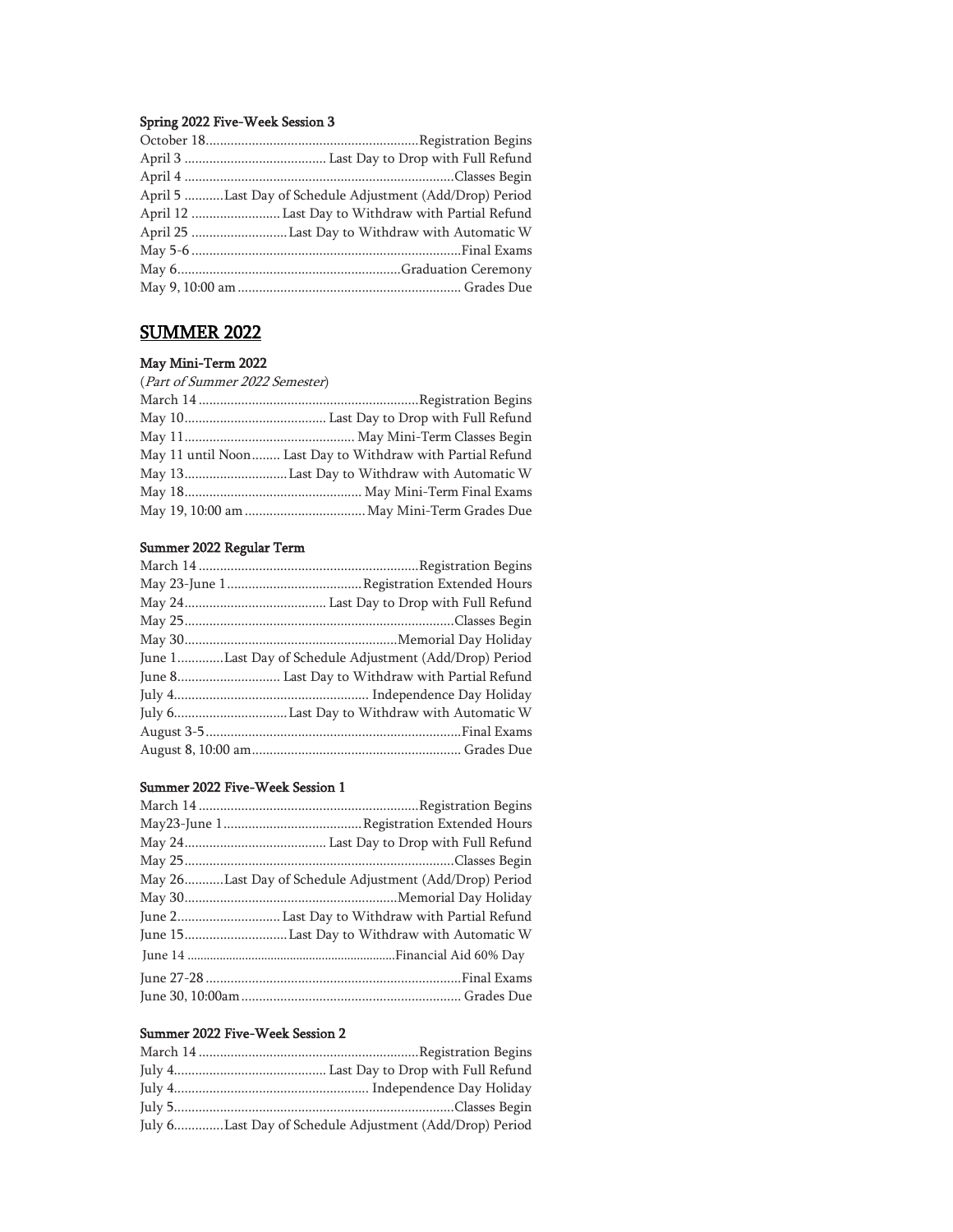**Spring 2022 Five-Week Session 3**

October 18............................................................Registration Begins
April 3 ........................................ Last Day to Drop with Full Refund
April 4 ...........................................................................Classes Begin
April 5 ...........Last Day of Schedule Adjustment (Add/Drop) Period
April 12 ......................... Last Day to Withdraw with Partial Refund
April 25 ...........................Last Day to Withdraw with Automatic W
May 5-6 ...........................................................................Final Exams
May 6...............................................................Graduation Ceremony
May 9, 10:00 am .............................................................. Grades Due

## SUMMER 2022

**May Mini-Term 2022**

(*Part of Summer 2022 Semester*)

March 14 ..............................................................Registration Begins
May 10........................................ Last Day to Drop with Full Refund
May 11................................................ May Mini-Term Classes Begin
May 11 until Noon........ Last Day to Withdraw with Partial Refund
May 13.............................Last Day to Withdraw with Automatic W
May 18.................................................. May Mini-Term Final Exams
May 19, 10:00 am .................................. May Mini-Term Grades Due

**Summer 2022 Regular Term**

March 14 ..............................................................Registration Begins
May 23-June 1......................................Registration Extended Hours
May 24........................................ Last Day to Drop with Full Refund
May 25...........................................................................Classes Begin
May 30............................................................Memorial Day Holiday
June 1.............Last Day of Schedule Adjustment (Add/Drop) Period
June 8............................. Last Day to Withdraw with Partial Refund
July 4....................................................... Independence Day Holiday
July 6................................Last Day to Withdraw with Automatic W
August 3-5........................................................................Final Exams
August 8, 10:00 am........................................................... Grades Due

**Summer 2022 Five-Week Session 1**

March 14 ..............................................................Registration Begins
May23-June 1.......................................Registration Extended Hours
May 24........................................ Last Day to Drop with Full Refund
May 25...........................................................................Classes Begin
May 26...........Last Day of Schedule Adjustment (Add/Drop) Period
May 30............................................................Memorial Day Holiday
June 2............................. Last Day to Withdraw with Partial Refund
June 15.............................Last Day to Withdraw with Automatic W
June 14 ..................................................................Financial Aid 60% Day
June 27-28........................................................................Final Exams
June 30, 10:00am.............................................................. Grades Due

**Summer 2022 Five-Week Session 2**

March 14 ..............................................................Registration Begins
July 4........................................... Last Day to Drop with Full Refund
July 4....................................................... Independence Day Holiday
July 5..............................................................................Classes Begin
July 6.............Last Day of Schedule Adjustment (Add/Drop) Period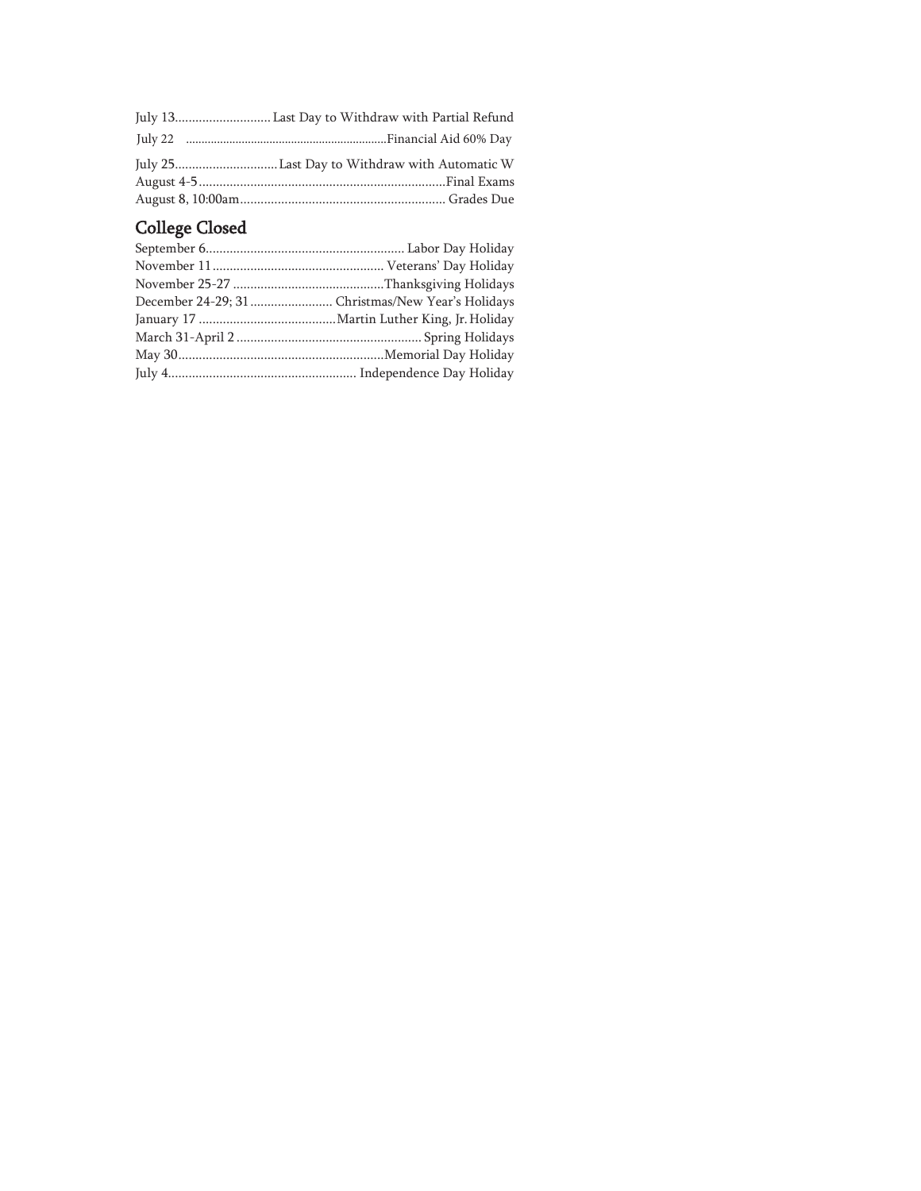July 13............................ Last Day to Withdraw with Partial Refund

July 22 ................................................................Financial Aid 60% Day

July 25.............................. Last Day to Withdraw with Automatic W
August 4-5........................................................................Final Exams
August 8, 10:00am............................................................ Grades Due

## College Closed

September 6.......................................................... Labor Day Holiday
November 11.................................................. Veterans' Day Holiday
November 25-27 ............................................Thanksgiving Holidays
December 24-29; 31........................ Christmas/New Year's Holidays
January 17 ........................................Martin Luther King, Jr. Holiday
March 31-April 2 ...................................................... Spring Holidays
May 30............................................................Memorial Day Holiday
July 4....................................................... Independence Day Holiday